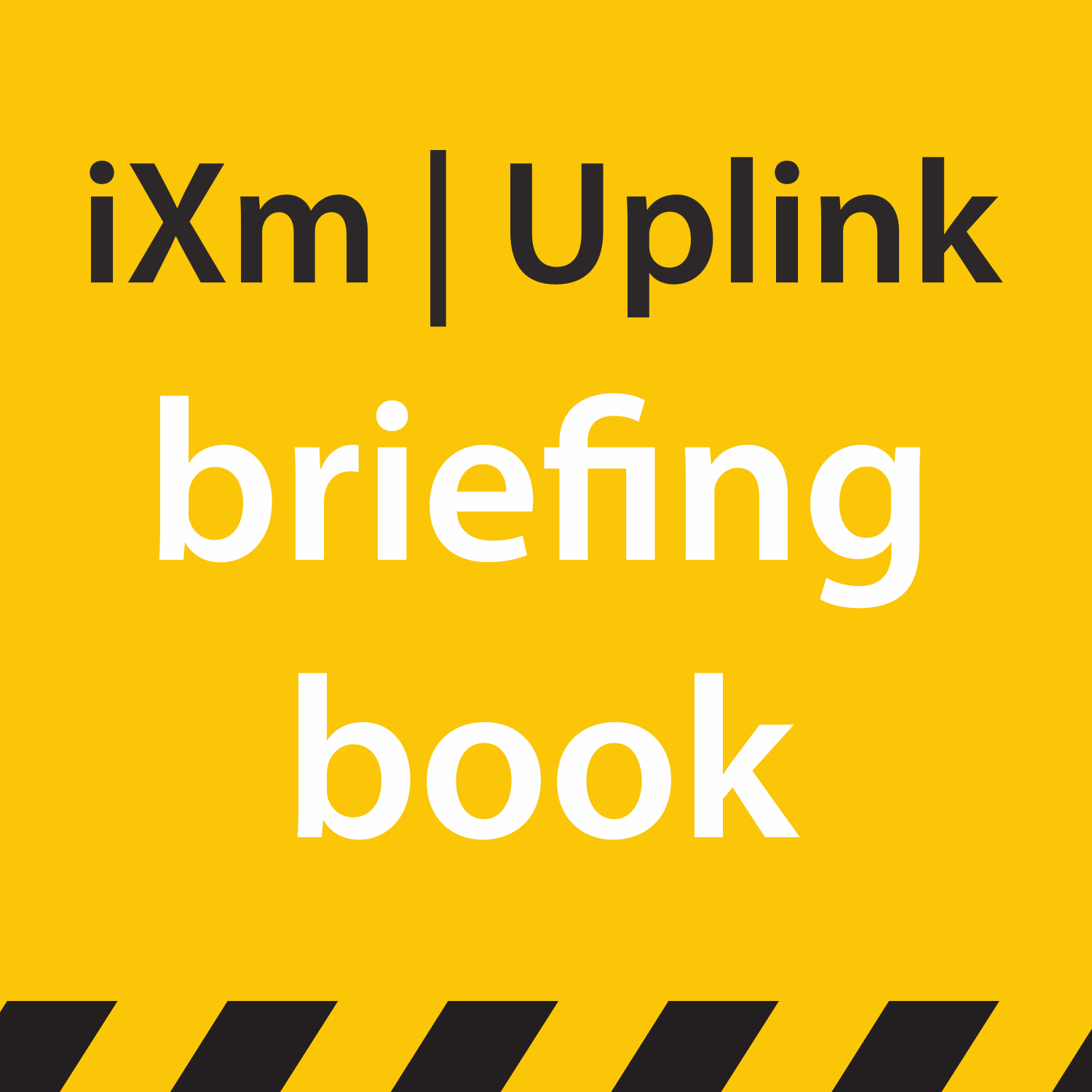# iXm | Uplink

# briefing book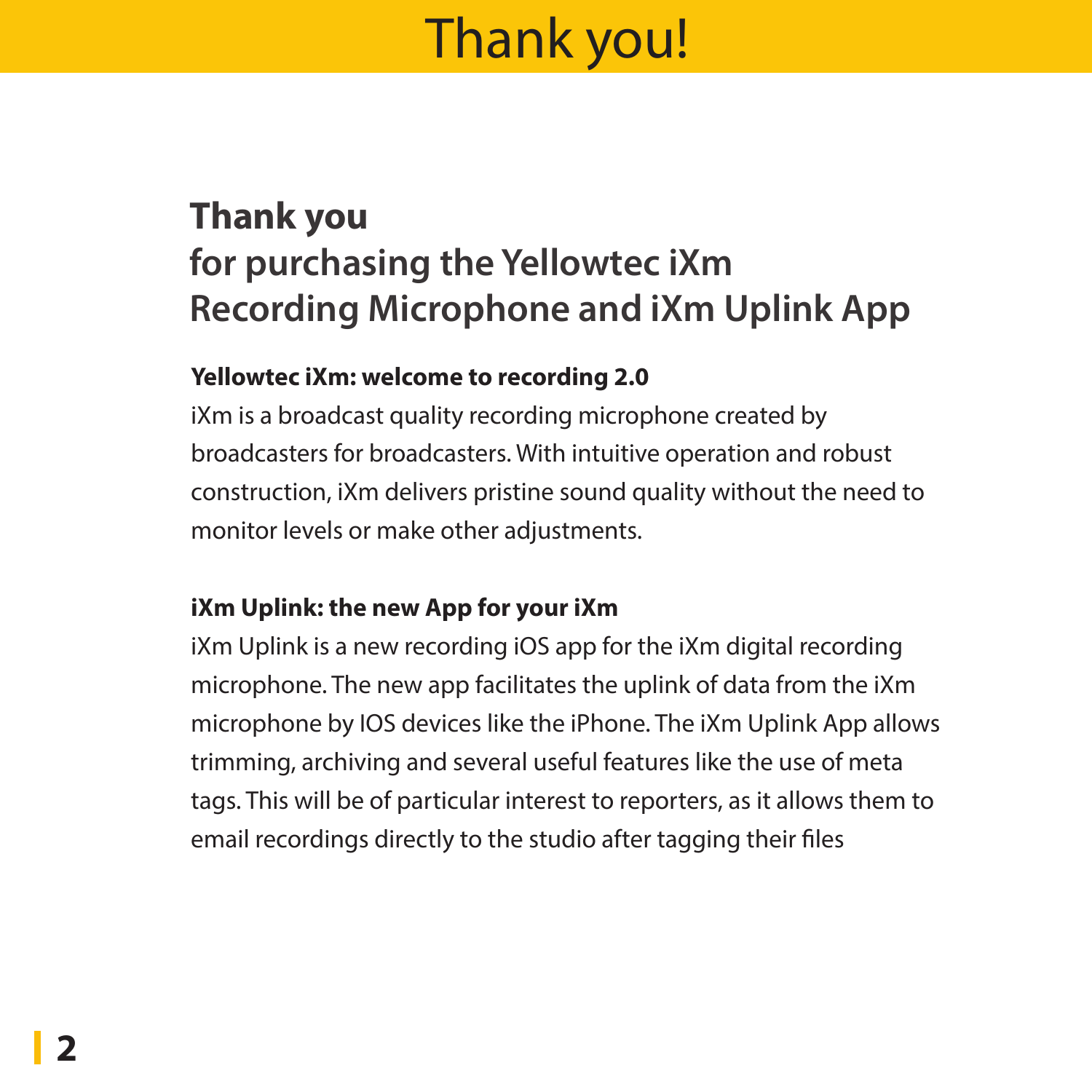# Thank you!

## Thank you
## for purchasing the Yellowtec iXm Recording Microphone and iXm Uplink App

**Yellowtec iXm: welcome to recording 2.0**

iXm is a broadcast quality recording microphone created by broadcasters for broadcasters. With intuitive operation and robust construction, iXm delivers pristine sound quality without the need to monitor levels or make other adjustments.

**iXm Uplink: the new App for your iXm**

iXm Uplink is a new recording iOS app for the iXm digital recording microphone. The new app facilitates the uplink of data from the iXm microphone by IOS devices like the iPhone. The iXm Uplink App allows trimming, archiving and several useful features like the use of meta tags. This will be of particular interest to reporters, as it allows them to email recordings directly to the studio after tagging their files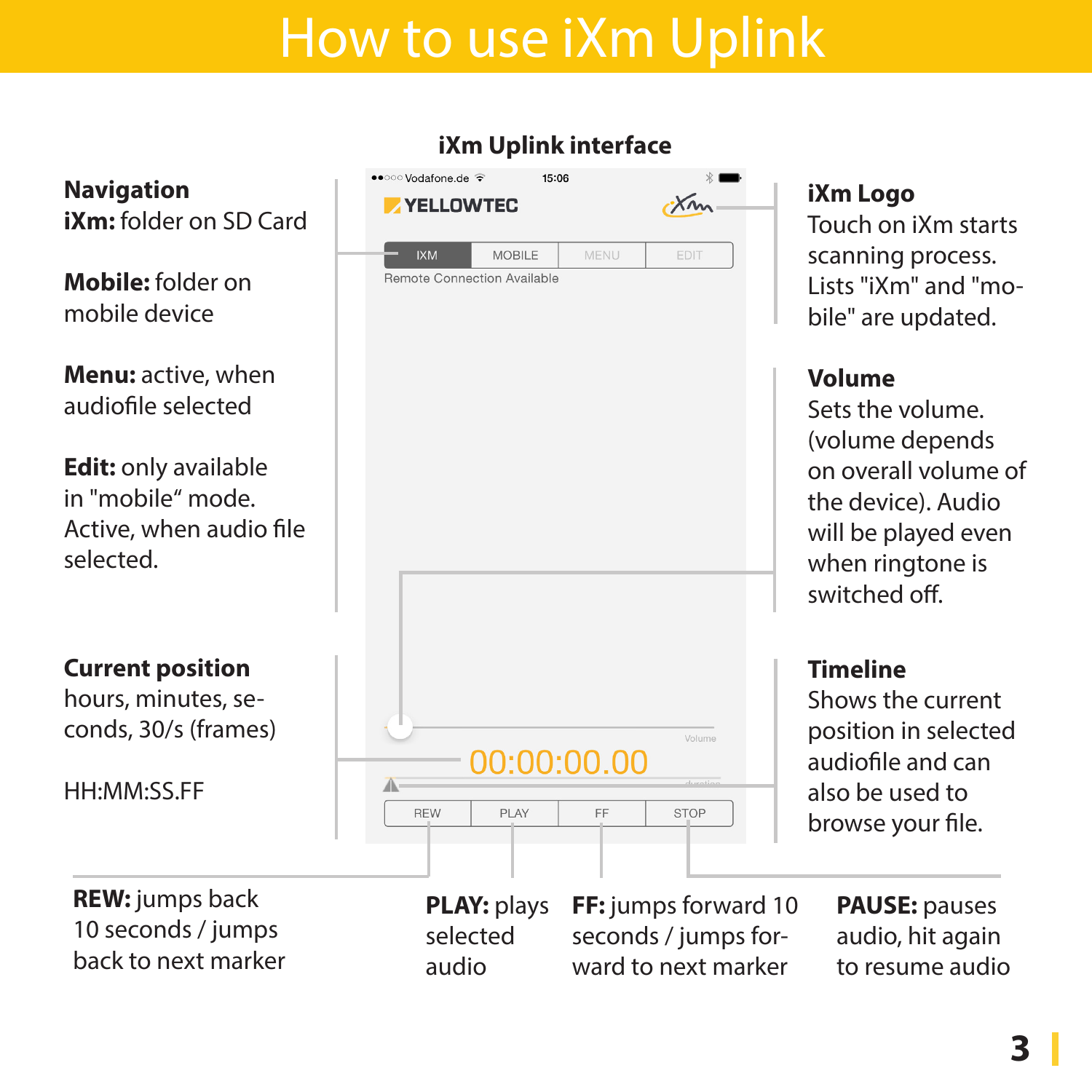# How to use iXm Uplink

## iXm Uplink interface

**Navigation**
**iXm:** folder on SD Card

**Mobile:** folder on mobile device

**Menu:** active, when audiofile selected

**Edit:** only available in "mobile" mode. Active, when audio file selected.

**iXm Logo**
Touch on iXm starts scanning process. Lists "iXm" and "mobile" are updated.

**Volume**
Sets the volume. (volume depends on overall volume of the device). Audio will be played even when ringtone is switched off.

**Current position**
hours, minutes, seconds, 30/s (frames)

HH:MM:SS.FF

**Timeline**
Shows the current position in selected audiofile and can also be used to browse your file.

**REW:** jumps back 10 seconds / jumps back to next marker

**PLAY:** plays selected audio

**FF:** jumps forward 10 seconds / jumps forward to next marker

**PAUSE:** pauses audio, hit again to resume audio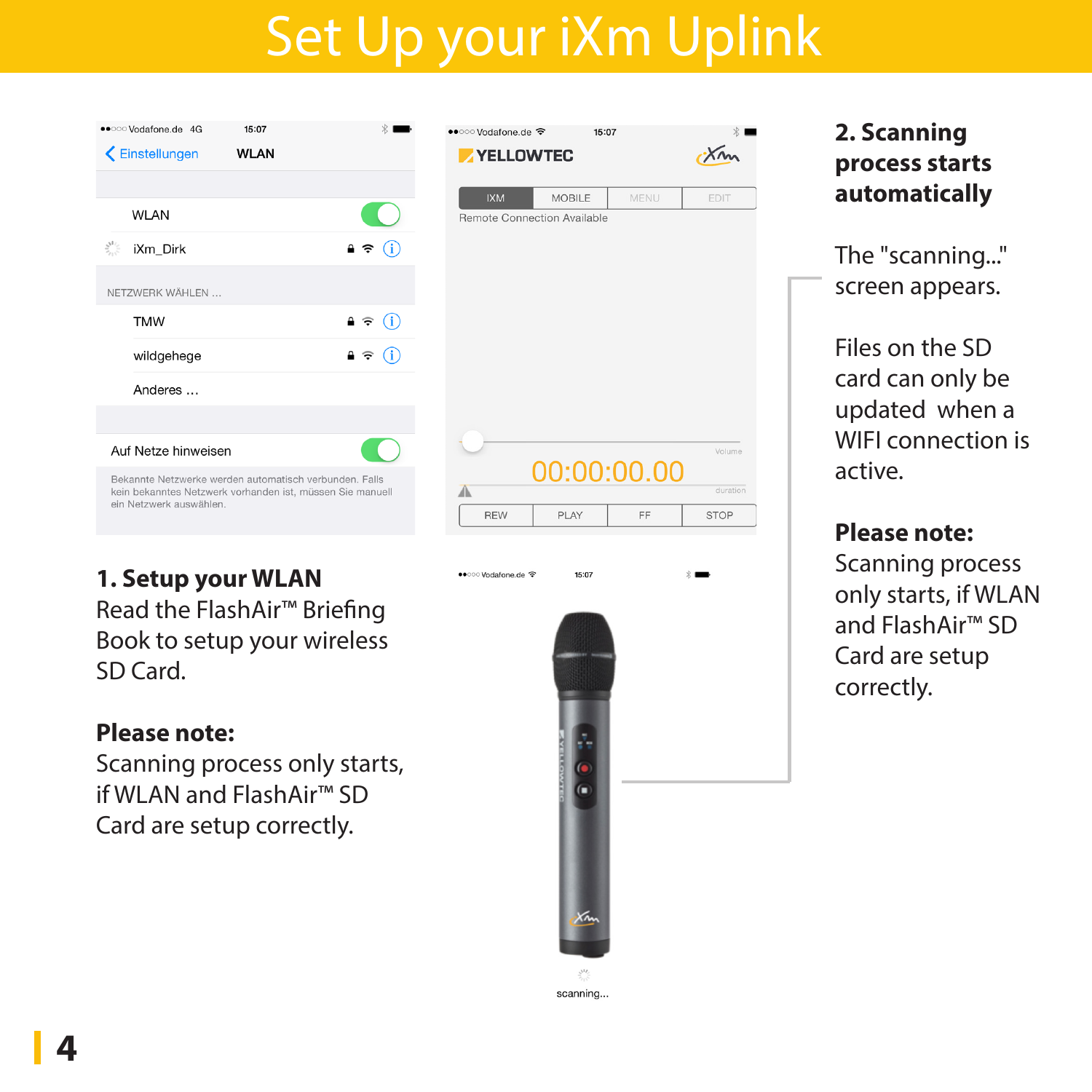# Set Up your iXm Uplink

**1. Setup your WLAN**
Read the FlashAir™ Briefing Book to setup your wireless SD Card.

**Please note:**
Scanning process only starts, if WLAN and FlashAir™ SD Card are setup correctly.

**2. Scanning process starts automatically**

The "scanning..." screen appears.

Files on the SD card can only be updated when a WIFI connection is active.

**Please note:**
Scanning process only starts, if WLAN and FlashAir™ SD Card are setup correctly.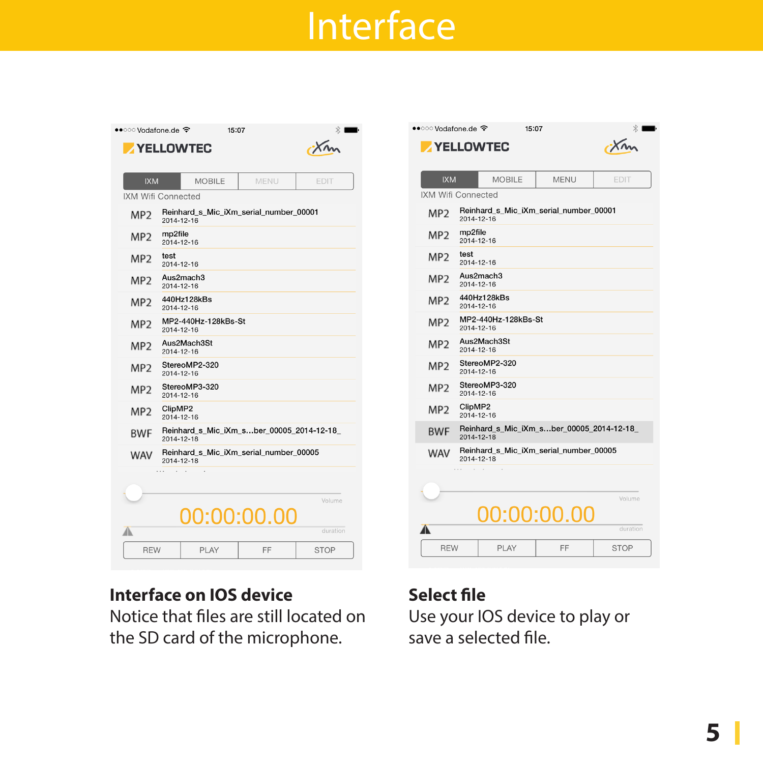# Interface

**Interface on IOS device**
Notice that files are still located on the SD card of the microphone.

**Select file**
Use your IOS device to play or save a selected file.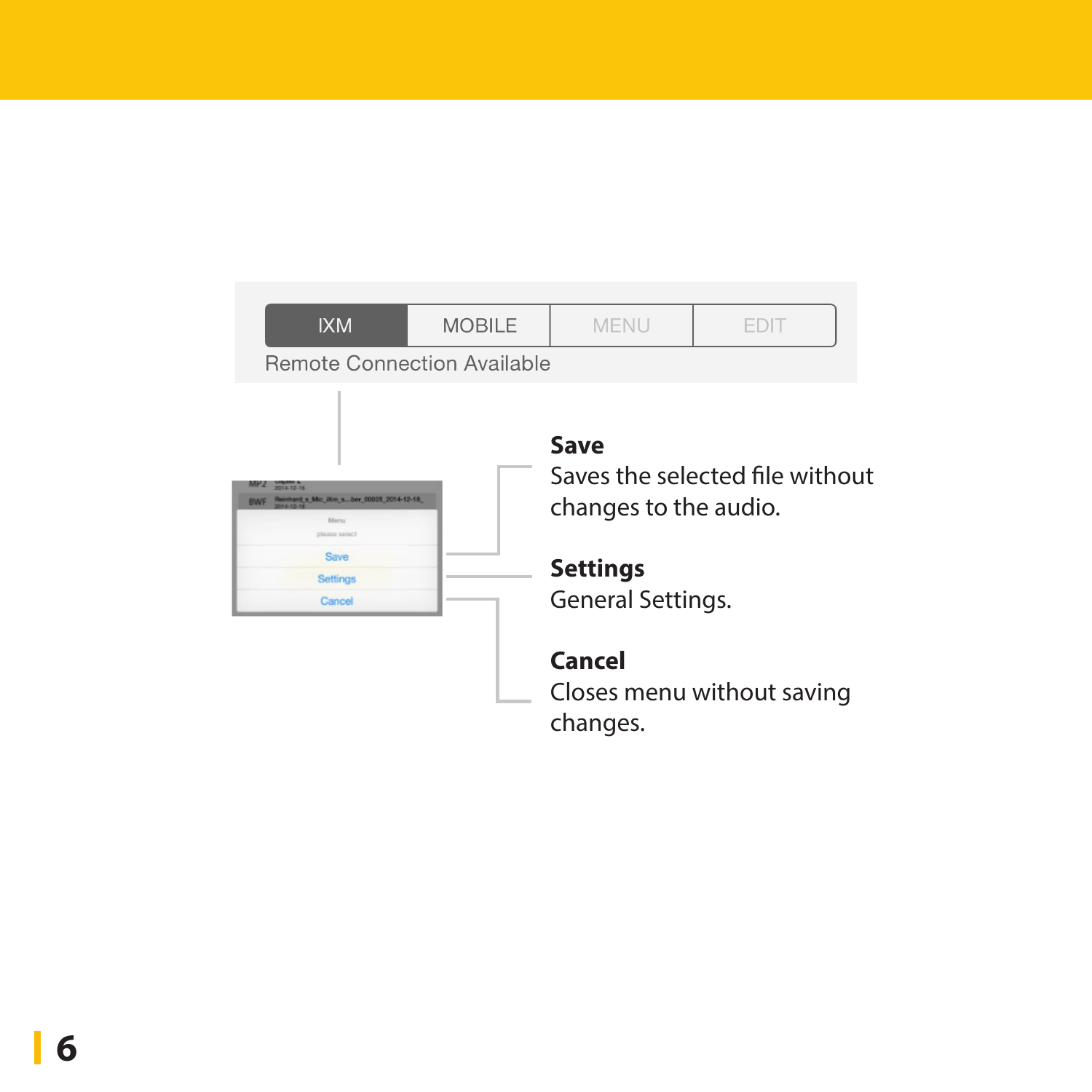IXM | MOBILE | MENU | EDIT

Remote Connection Available

**Save**
Saves the selected file without changes to the audio.

**Settings**
General Settings.

**Cancel**
Closes menu without saving changes.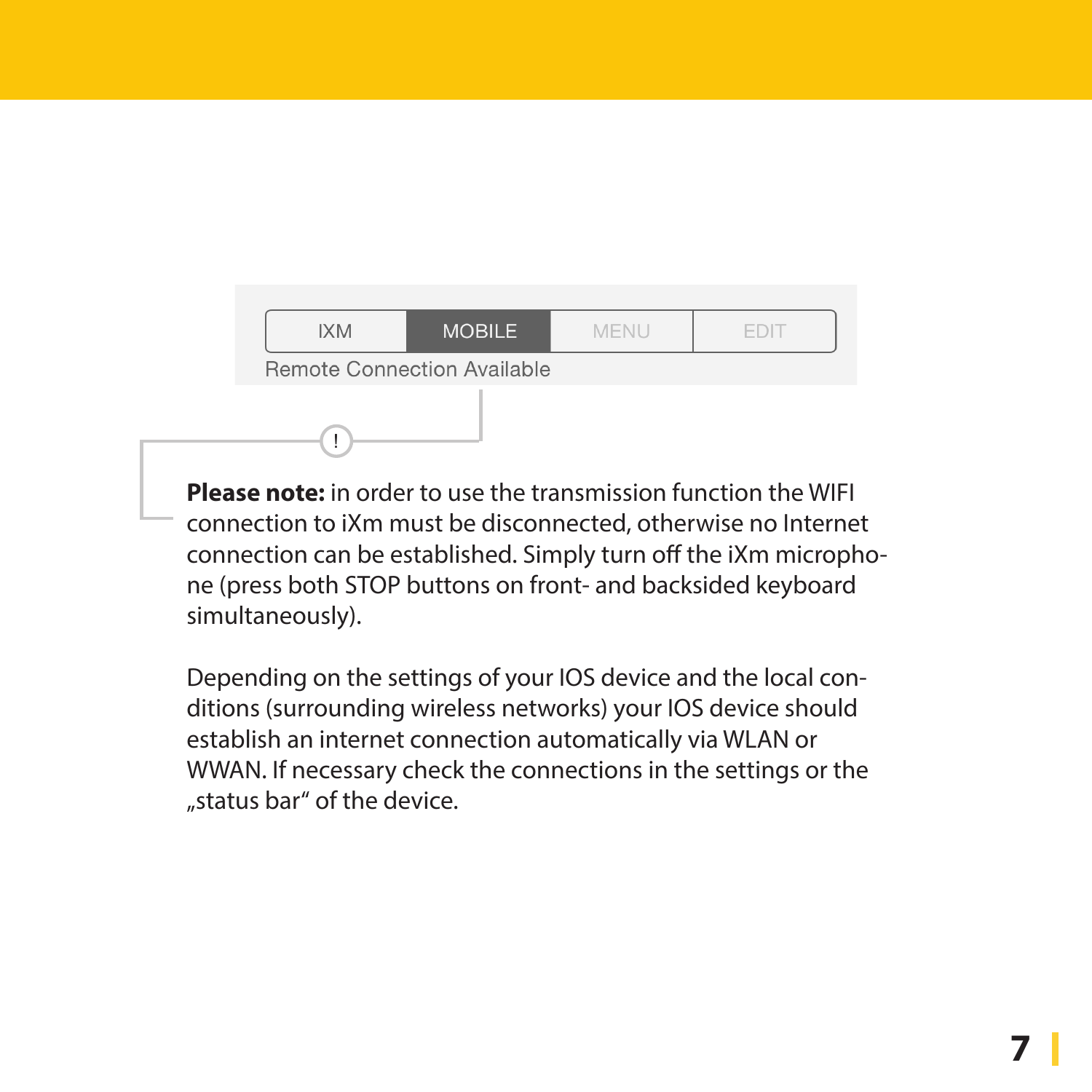| IXM | MOBILE | MENU | EDIT |
| --- | --- | --- | --- |

Remote Connection Available

!

**Please note:** in order to use the transmission function the WIFI connection to iXm must be disconnected, otherwise no Internet connection can be established. Simply turn off the iXm microphone (press both STOP buttons on front- and backsided keyboard simultaneously).

Depending on the settings of your IOS device and the local conditions (surrounding wireless networks) your IOS device should establish an internet connection automatically via WLAN or WWAN. If necessary check the connections in the settings or the „status bar“ of the device.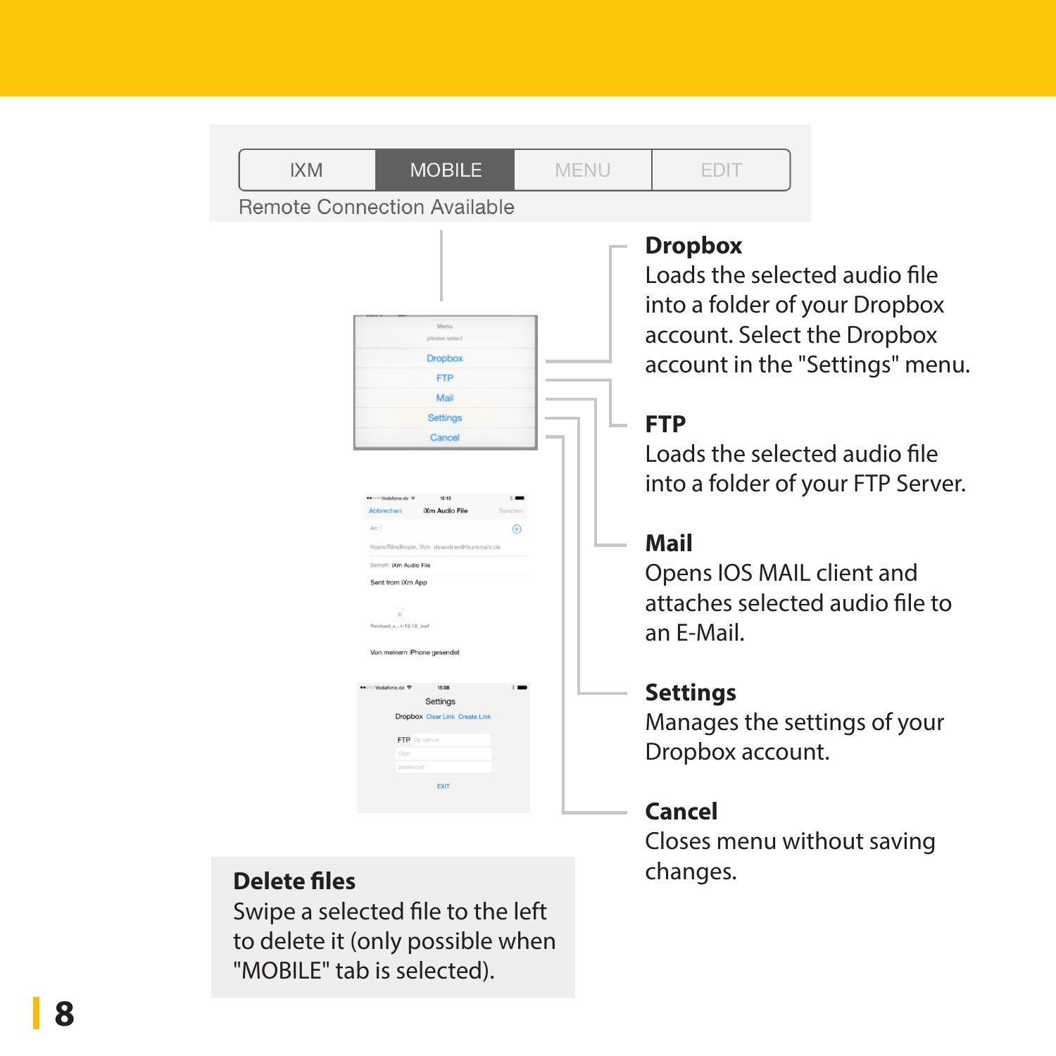IXM | MOBILE | MENU | EDIT

Remote Connection Available

**Dropbox**
Loads the selected audio file into a folder of your Dropbox account. Select the Dropbox account in the "Settings" menu.

**FTP**
Loads the selected audio file into a folder of your FTP Server.

**Mail**
Opens IOS MAIL client and attaches selected audio file to an E-Mail.

**Settings**
Manages the settings of your Dropbox account.

**Cancel**
Closes menu without saving changes.

**Delete files**
Swipe a selected file to the left to delete it (only possible when "MOBILE" tab is selected).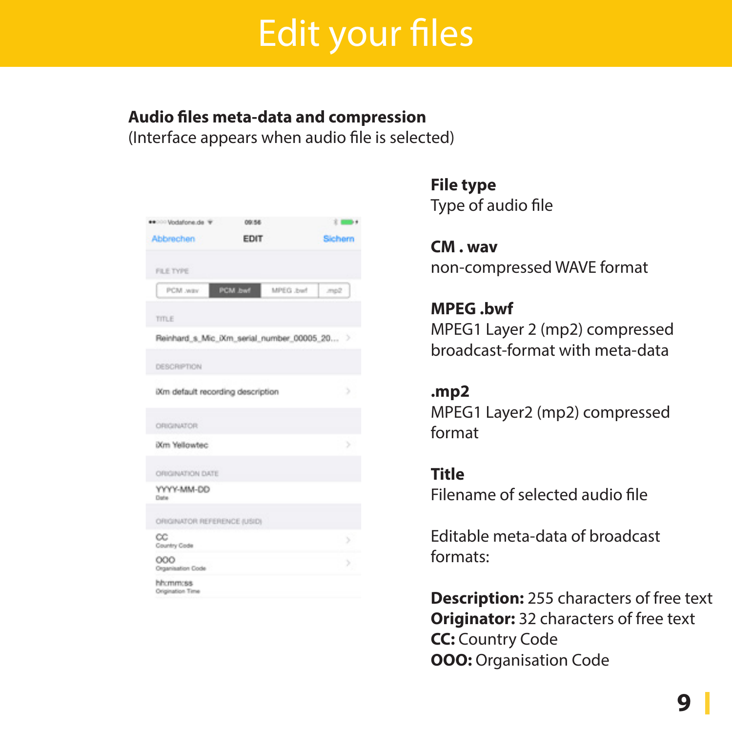# Edit your files

**Audio files meta-data and compression**
(Interface appears when audio file is selected)

**File type**
Type of audio file

**CM . wav**
non-compressed WAVE format

**MPEG .bwf**
MPEG1 Layer 2 (mp2) compressed broadcast-format with meta-data

**.mp2**
MPEG1 Layer2 (mp2) compressed format

**Title**
Filename of selected audio file

Editable meta-data of broadcast formats:

**Description:** 255 characters of free text
**Originator:** 32 characters of free text
**CC:** Country Code
**OOO:** Organisation Code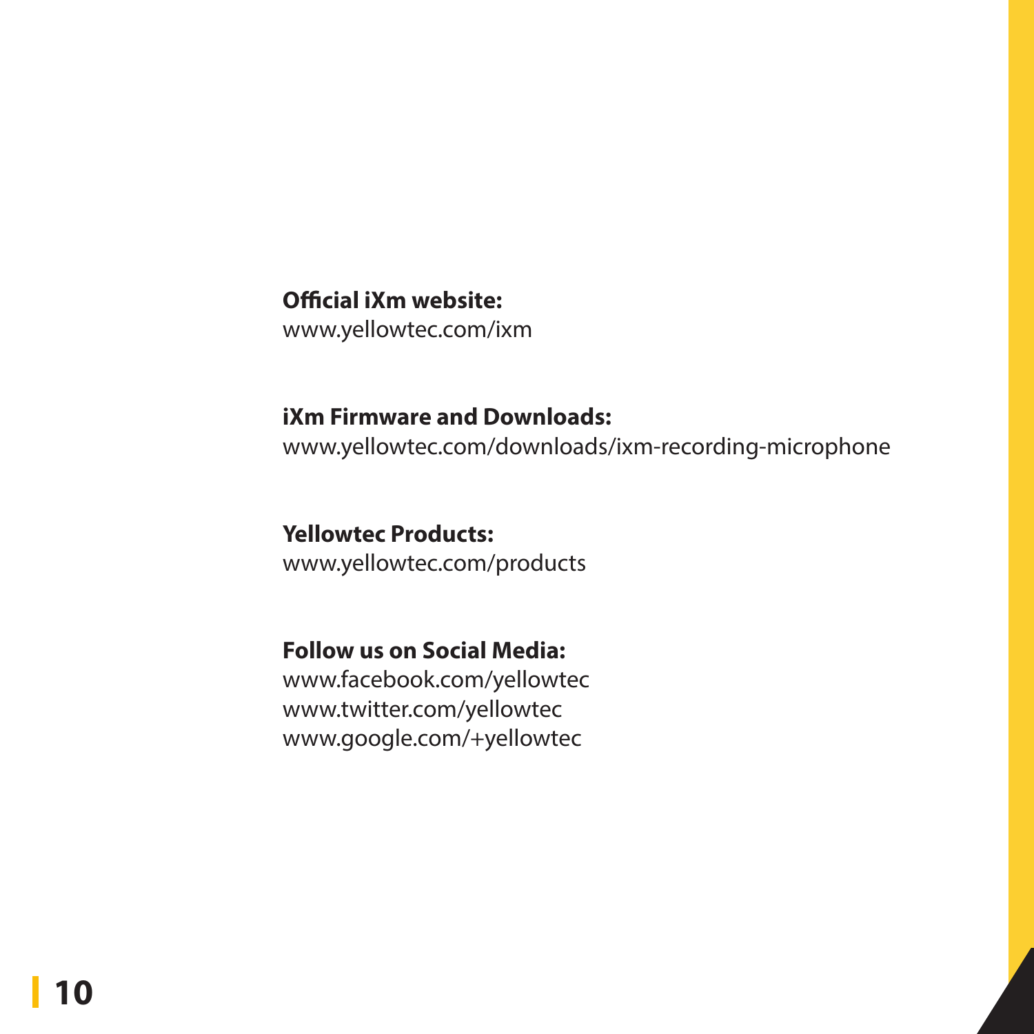**Official iXm website:**
www.yellowtec.com/ixm

**iXm Firmware and Downloads:**
www.yellowtec.com/downloads/ixm-recording-microphone

**Yellowtec Products:**
www.yellowtec.com/products

**Follow us on Social Media:**
www.facebook.com/yellowtec
www.twitter.com/yellowtec
www.google.com/+yellowtec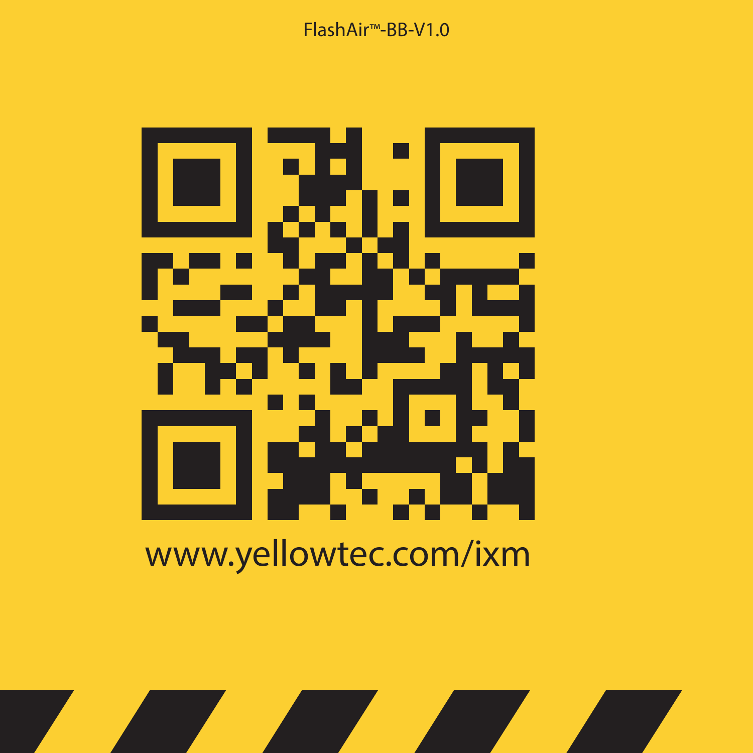FlashAir™-BB-V1.0

www.yellowtec.com/ixm